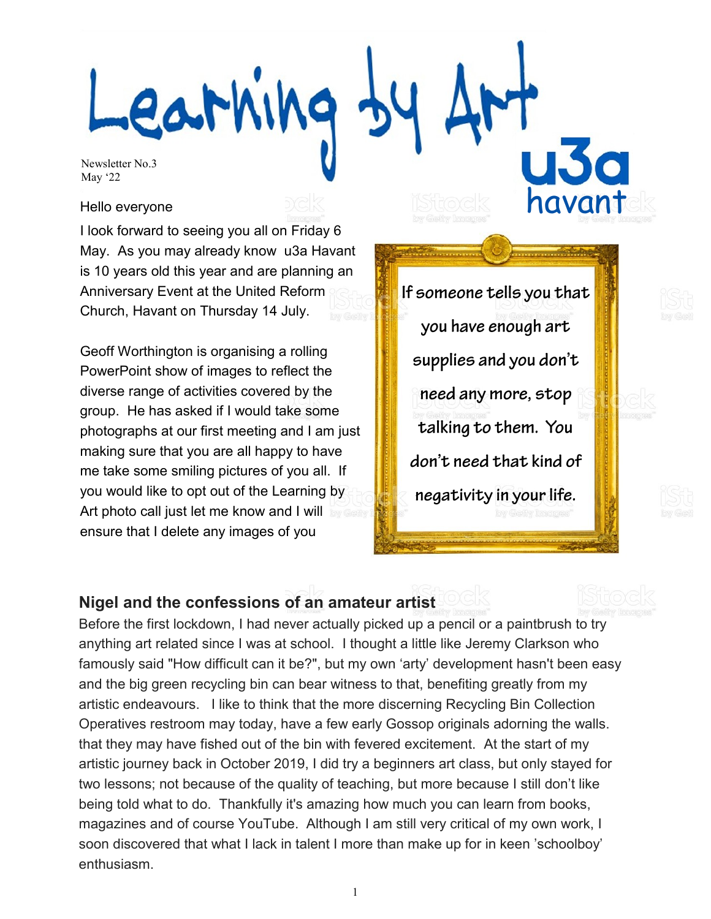# Learning by Art

Newsletter No.3
May '22

u3a havant

Hello everyone

I look forward to seeing you all on Friday 6 May. As you may already know u3a Havant is 10 years old this year and are planning an Anniversary Event at the United Reform Church, Havant on Thursday 14 July.

Geoff Worthington is organising a rolling PowerPoint show of images to reflect the diverse range of activities covered by the group. He has asked if I would take some photographs at our first meeting and I am just making sure that you are all happy to have me take some smiling pictures of you all. If you would like to opt out of the Learning by Art photo call just let me know and I will ensure that I delete any images of you

> If someone tells you that you have enough art supplies and you don't need any more, stop talking to them. You don't need that kind of negativity in your life.

## Nigel and the confessions of an amateur artist

Before the first lockdown, I had never actually picked up a pencil or a paintbrush to try anything art related since I was at school. I thought a little like Jeremy Clarkson who famously said "How difficult can it be?", but my own 'arty' development hasn't been easy and the big green recycling bin can bear witness to that, benefiting greatly from my artistic endeavours. I like to think that the more discerning Recycling Bin Collection Operatives restroom may today, have a few early Gossop originals adorning the walls. that they may have fished out of the bin with fevered excitement. At the start of my artistic journey back in October 2019, I did try a beginners art class, but only stayed for two lessons; not because of the quality of teaching, but more because I still don't like being told what to do. Thankfully it's amazing how much you can learn from books, magazines and of course YouTube. Although I am still very critical of my own work, I soon discovered that what I lack in talent I more than make up for in keen 'schoolboy' enthusiasm.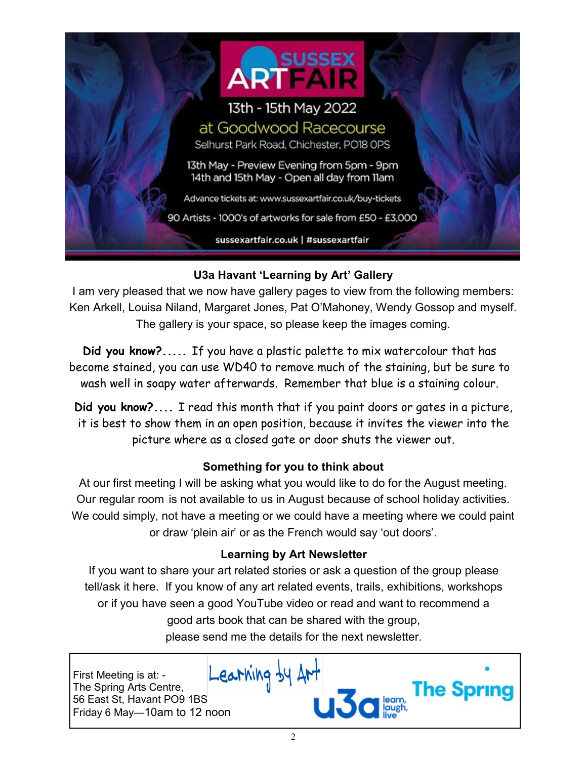**SUSSEX ART FAIR**

13th - 15th May 2022

at Goodwood Racecourse

Selhurst Park Road, Chichester, PO18 0PS

13th May - Preview Evening from 5pm - 9pm
14th and 15th May - Open all day from 11am

Advance tickets at: www.sussexartfair.co.uk/buy-tickets

90 Artists - 1000's of artworks for sale from £50 - £3,000

sussexartfair.co.uk | #sussexartfair

### U3a Havant 'Learning by Art' Gallery

I am very pleased that we now have gallery pages to view from the following members: Ken Arkell, Louisa Niland, Margaret Jones, Pat O'Mahoney, Wendy Gossop and myself. The gallery is your space, so please keep the images coming.

**Did you know?.....** If you have a plastic palette to mix watercolour that has become stained, you can use WD40 to remove much of the staining, but be sure to wash well in soapy water afterwards. Remember that blue is a staining colour.

**Did you know?....** I read this month that if you paint doors or gates in a picture, it is best to show them in an open position, because it invites the viewer into the picture where as a closed gate or door shuts the viewer out.

### Something for you to think about

At our first meeting I will be asking what you would like to do for the August meeting. Our regular room is not available to us in August because of school holiday activities. We could simply, not have a meeting or we could have a meeting where we could paint or draw 'plein air' or as the French would say 'out doors'.

### Learning by Art Newsletter

If you want to share your art related stories or ask a question of the group please tell/ask it here. If you know of any art related events, trails, exhibitions, workshops or if you have seen a good YouTube video or read and want to recommend a good arts book that can be shared with the group, please send me the details for the next newsletter.

First Meeting is at: -
The Spring Arts Centre,
56 East St, Havant PO9 1BS
Friday 6 May—10am to 12 noon

Learning by Art

u3a learn, laugh, live

The Spring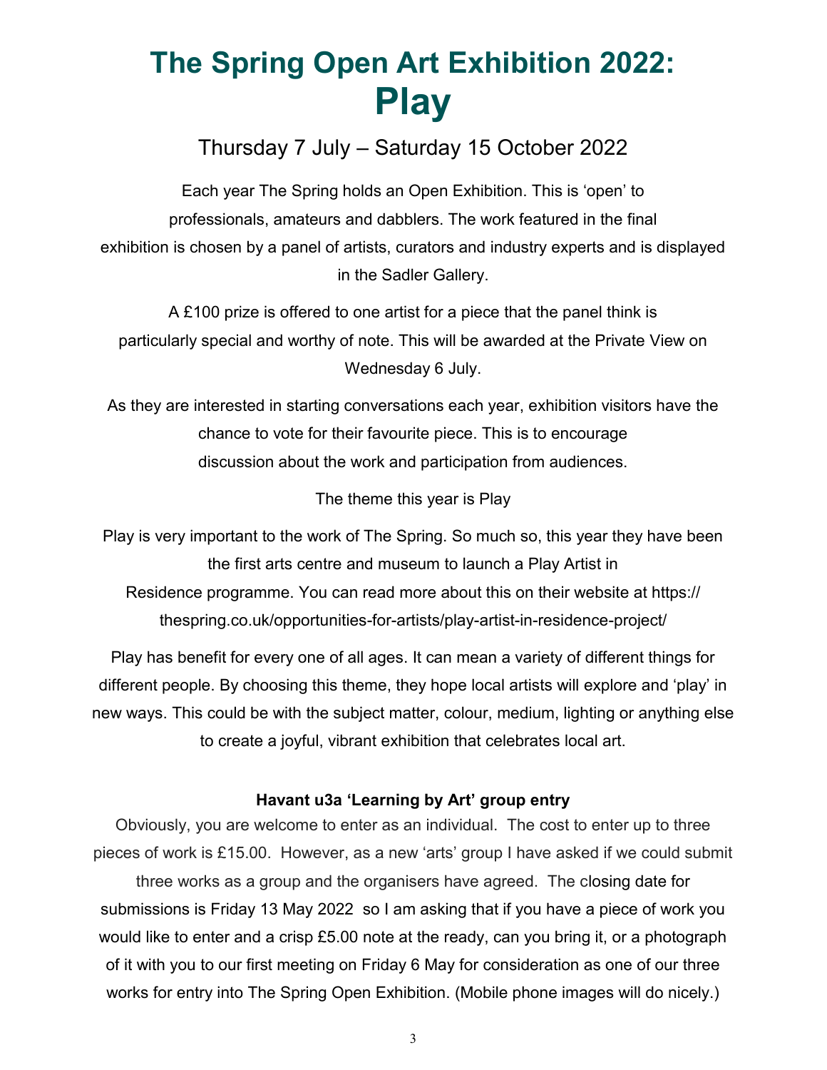# The Spring Open Art Exhibition 2022: Play

Thursday 7 July – Saturday 15 October 2022

Each year The Spring holds an Open Exhibition. This is 'open' to professionals, amateurs and dabblers. The work featured in the final exhibition is chosen by a panel of artists, curators and industry experts and is displayed in the Sadler Gallery.

A £100 prize is offered to one artist for a piece that the panel think is particularly special and worthy of note. This will be awarded at the Private View on Wednesday 6 July.

As they are interested in starting conversations each year, exhibition visitors have the chance to vote for their favourite piece. This is to encourage discussion about the work and participation from audiences.

The theme this year is Play

Play is very important to the work of The Spring. So much so, this year they have been the first arts centre and museum to launch a Play Artist in Residence programme. You can read more about this on their website at https://thespring.co.uk/opportunities-for-artists/play-artist-in-residence-project/

Play has benefit for every one of all ages. It can mean a variety of different things for different people. By choosing this theme, they hope local artists will explore and 'play' in new ways. This could be with the subject matter, colour, medium, lighting or anything else to create a joyful, vibrant exhibition that celebrates local art.

**Havant u3a 'Learning by Art' group entry**

Obviously, you are welcome to enter as an individual. The cost to enter up to three pieces of work is £15.00. However, as a new 'arts' group I have asked if we could submit three works as a group and the organisers have agreed. The closing date for submissions is Friday 13 May 2022 so I am asking that if you have a piece of work you would like to enter and a crisp £5.00 note at the ready, can you bring it, or a photograph of it with you to our first meeting on Friday 6 May for consideration as one of our three works for entry into The Spring Open Exhibition. (Mobile phone images will do nicely.)